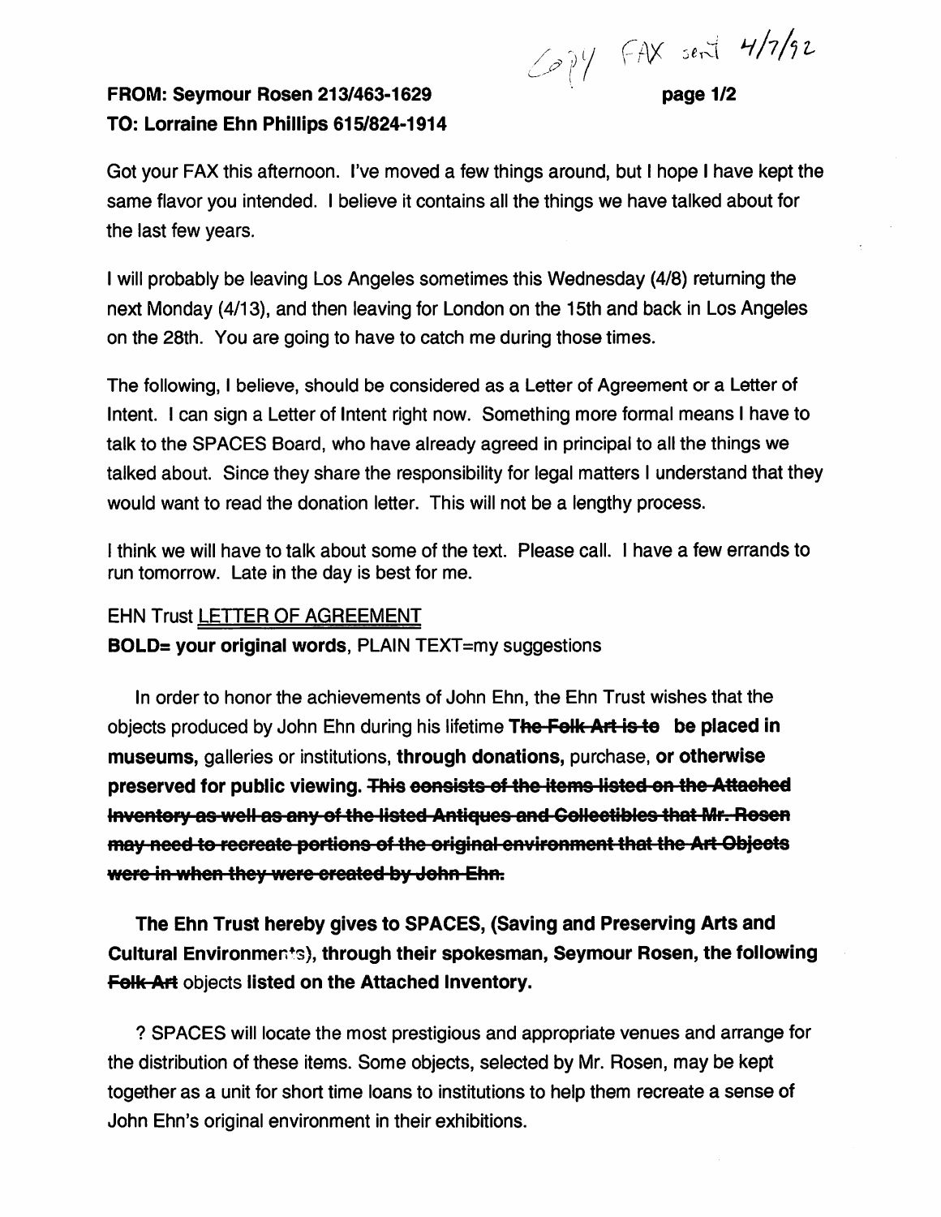Copy FAX sent 4/7/92

**FROM: Seymour Rosen 213/463-1629**

**TO: Lorraine Ehn Phillips 615/824-1914**

Got your FAX this afternoon. I've moved a few things around, but I hope I have kept the same flavor you intended. I believe it contains all the things we have talked about for the last few years.

I will probably be leaving Los Angeles sometimes this Wednesday (4/8) returning the next Monday (4/13), and then leaving for London on the 15th and back in Los Angeles on the 28th. You are going to have to catch me during those times.

The following, I believe, should be considered as a Letter of Agreement or a Letter of Intent. I can sign a Letter of Intent right now. Something more formal means I have to talk to the SPACES Board, who have already agreed in principal to all the things we talked about. Since they share the responsibility for legal matters I understand that they would want to read the donation letter. This will not be a lengthy process.

I think we will have to talk about some of the text. Please call. I have a few errands to run tomorrow. Late in the day is best for me.

EHN Trust <u>LETTER OF AGREEMENT</u>

**BOLD= your original words**, PLAIN TEXT=my suggestions

In order to honor the achievements of John Ehn, the Ehn Trust wishes that the objects produced by John Ehn during his lifetime ~~**The Folk Art is to**~~ **be placed in museums,** galleries or institutions, **through donations,** purchase, **or otherwise preserved for public viewing.** ~~**This consists of the items listed on the Attached Inventory as well as any of the listed Antiques and Collectibles that Mr. Rosen may need to recreate portions of the original environment that the Art Objects were in when they were created by John Ehn.**~~

**The Ehn Trust hereby gives to SPACES, (Saving and Preserving Arts and Cultural Environments), through their spokesman, Seymour Rosen, the following** ~~**Folk Art**~~ objects **listed on the Attached Inventory.**

? SPACES will locate the most prestigious and appropriate venues and arrange for the distribution of these items. Some objects, selected by Mr. Rosen, may be kept together as a unit for short time loans to institutions to help them recreate a sense of John Ehn's original environment in their exhibitions.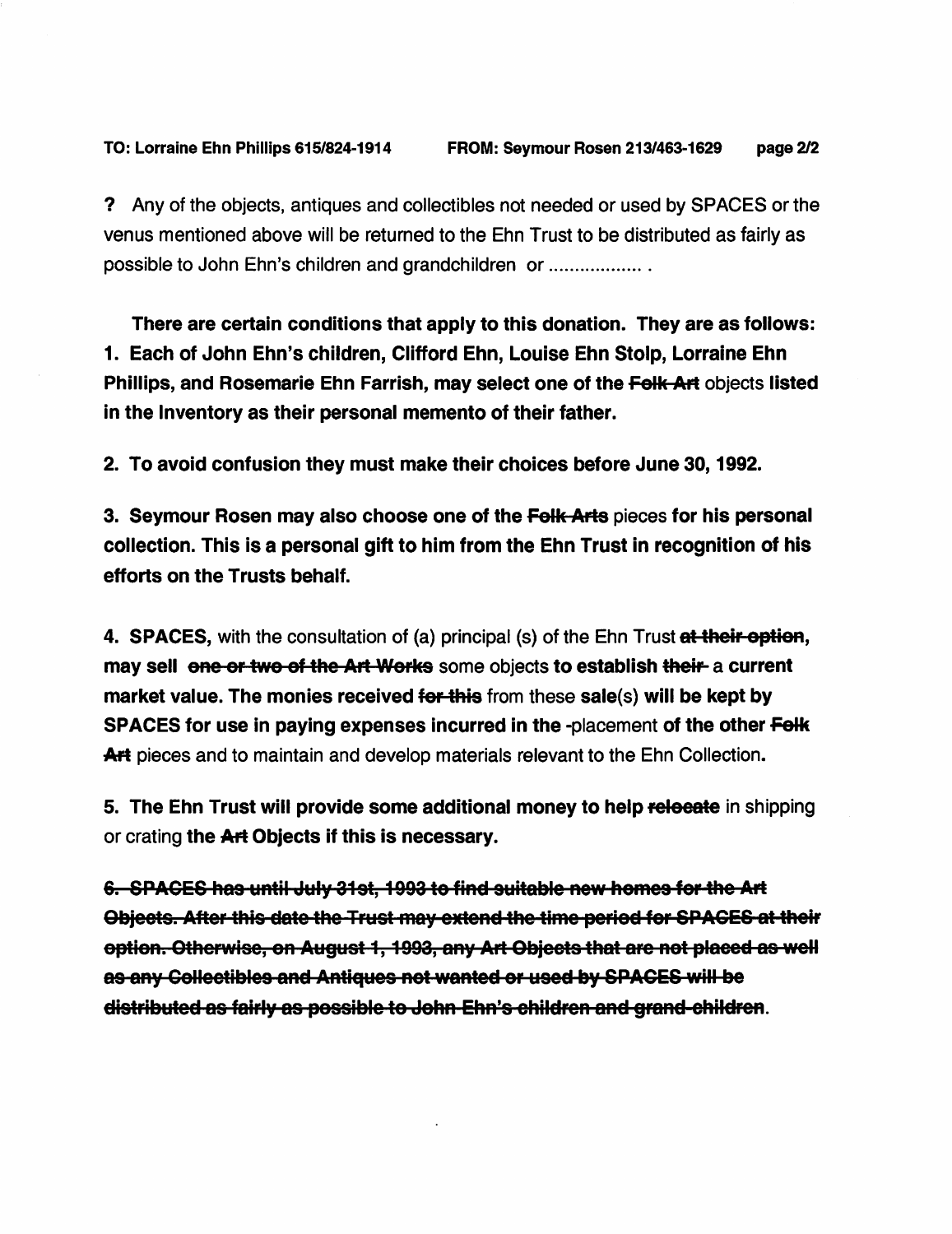TO: Lorraine Ehn Phillips 615/824-1914 FROM: Seymour Rosen 213/463-1629

? Any of the objects, antiques and collectibles not needed or used by SPACES or the venus mentioned above will be returned to the Ehn Trust to be distributed as fairly as possible to John Ehn's children and grandchildren or .................. .

**There are certain conditions that apply to this donation. They are as follows:**

**1. Each of John Ehn's children, Clifford Ehn, Louise Ehn Stolp, Lorraine Ehn Phillips, and Rosemarie Ehn Farrish, may select one of the ~~Folk Art~~** objects **listed in the Inventory as their personal memento of their father.**

**2. To avoid confusion they must make their choices before June 30, 1992.**

**3. Seymour Rosen may also choose one of the ~~Folk Arts~~** pieces **for his personal collection. This is a personal gift to him from the Ehn Trust in recognition of his efforts on the Trusts behalf.**

**4. SPACES,** with the consultation of (a) principal (s) of the Ehn Trust **~~at their option~~, may sell ~~one or two of the Art Works~~** some objects **to establish ~~their~~** a **current market value. The monies received ~~for this~~** from these **sale**(s) **will be kept by SPACES for use in paying expenses incurred in the** -placement **of the other ~~Folk Art~~** pieces and to maintain and develop materials relevant to the Ehn Collection.

**5. The Ehn Trust will provide some additional money to help ~~relocate~~** in shipping or crating **the ~~Art~~ Objects if this is necessary.**

**~~6. SPACES has until July 31st, 1993 to find suitable new homes for the Art Objects. After this date the Trust may extend the time period for SPACES at their option. Otherwise, on August 1, 1993, any Art Objects that are not placed as well as any Collectibles and Antiques not wanted or used by SPACES will be distributed as fairly as possible to John Ehn's children and grand-children~~**.